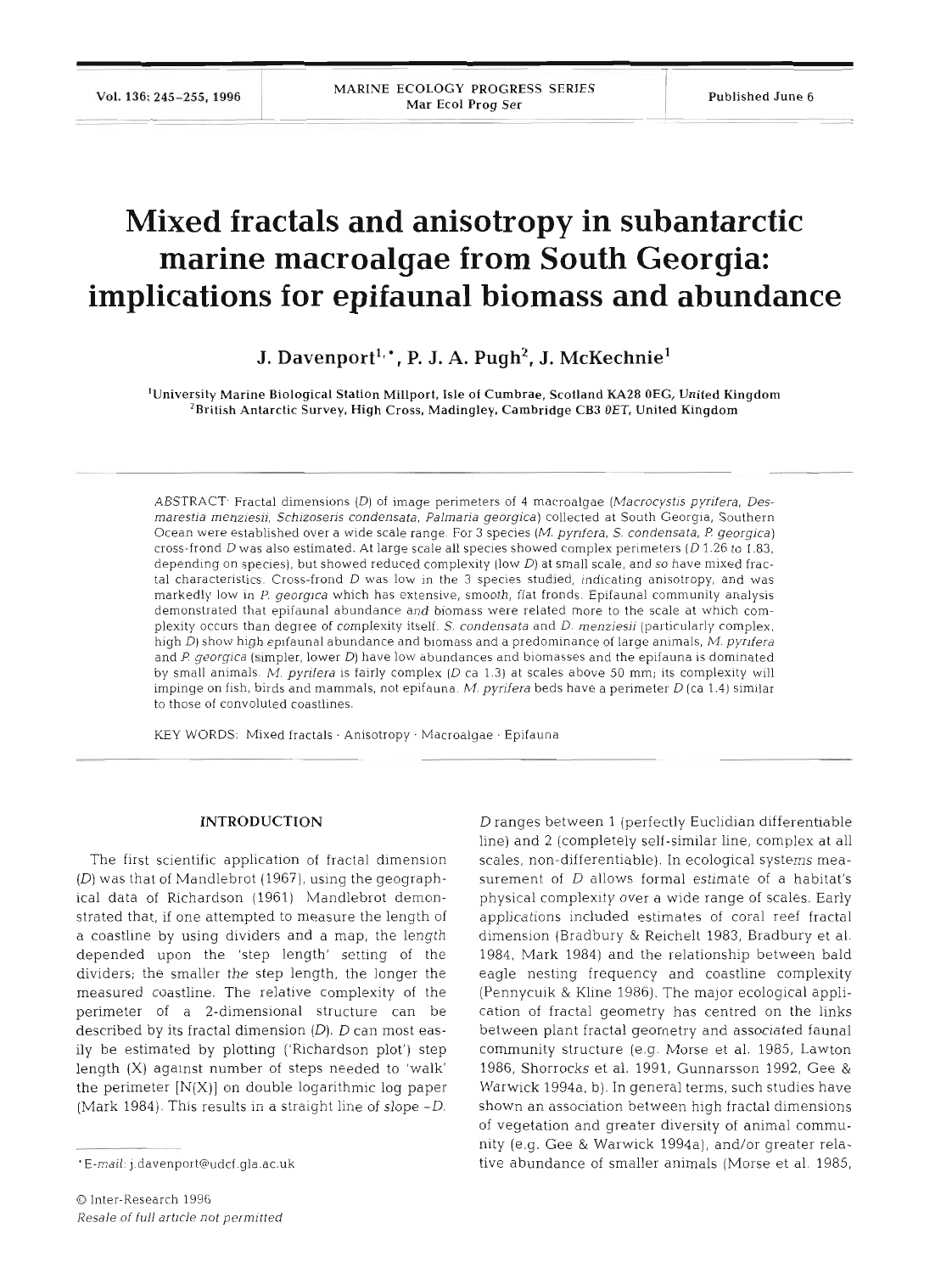# Mixed fractals and anisotropy in subantarctic marine macroalgae from South Georgia: implications for epifaunal biomass and abundance

J. Davenport[1,*], P. J. A. Pugh[2], J. McKechnie[1]

[1]University Marine Biological Station Millport, Isle of Cumbrae, Scotland KA28 0EG, United Kingdom
[2]British Antarctic Survey, High Cross, Madingley, Cambridge CB3 0ET, United Kingdom

ABSTRACT: Fractal dimensions (*D*) of image perimeters of 4 macroalgae (*Macrocystis pyrifera*, *Desmarestia menziesii*, *Schizoseris condensata*, *Palmaria georgica*) collected at South Georgia, Southern Ocean were established over a wide scale range. For 3 species (*M. pyrifera*, *S. condensata*, *P. georgica*) cross-frond *D* was also estimated. At large scale all species showed complex perimeters (*D* 1.26 to 1.83, depending on species), but showed reduced complexity (low *D*) at small scale, and so have mixed fractal characteristics. Cross-frond *D* was low in the 3 species studied, indicating anisotropy, and was markedly low in *P. georgica* which has extensive, smooth, flat fronds. Epifaunal community analysis demonstrated that epifaunal abundance and biomass were related more to the scale at which complexity occurs than degree of complexity itself. *S. condensata* and *D. menziesii* (particularly complex, high *D*) show high epifaunal abundance and biomass and a predominance of large animals, *M. pyrifera* and *P. georgica* (simpler, lower *D*) have low abundances and biomasses and the epifauna is dominated by small animals. *M. pyrifera* is fairly complex (*D* ca 1.3) at scales above 50 mm; its complexity will impinge on fish, birds and mammals, not epifauna. *M. pyrifera* beds have a perimeter *D* (ca 1.4) similar to those of convoluted coastlines.

KEY WORDS: Mixed fractals · Anisotropy · Macroalgae · Epifauna

## INTRODUCTION

The first scientific application of fractal dimension (*D*) was that of Mandlebrot (1967), using the geographical data of Richardson (1961). Mandlebrot demonstrated that, if one attempted to measure the length of a coastline by using dividers and a map, the length depended upon the 'step length' setting of the dividers; the smaller the step length, the longer the measured coastline. The relative complexity of the perimeter of a 2-dimensional structure can be described by its fractal dimension (*D*). *D* can most easily be estimated by plotting ('Richardson plot') step length (X) against number of steps needed to 'walk' the perimeter [N(X)] on double logarithmic log paper (Mark 1984). This results in a straight line of slope $-D$. *D* ranges between 1 (perfectly Euclidian differentiable line) and 2 (completely self-similar line, complex at all scales, non-differentiable). In ecological systems measurement of *D* allows formal estimate of a habitat's physical complexity over a wide range of scales. Early applications included estimates of coral reef fractal dimension (Bradbury & Reichelt 1983, Bradbury et al. 1984, Mark 1984) and the relationship between bald eagle nesting frequency and coastline complexity (Pennycuik & Kline 1986). The major ecological application of fractal geometry has centred on the links between plant fractal geometry and associated faunal community structure (e.g. Morse et al. 1985, Lawton 1986, Shorrocks et al. 1991, Gunnarsson 1992, Gee & Warwick 1994a, b). In general terms, such studies have shown an association between high fractal dimensions of vegetation and greater diversity of animal community (e.g. Gee & Warwick 1994a), and/or greater relative abundance of smaller animals (Morse et al. 1985,

*E-mail: j.davenport@udcf.gla.ac.uk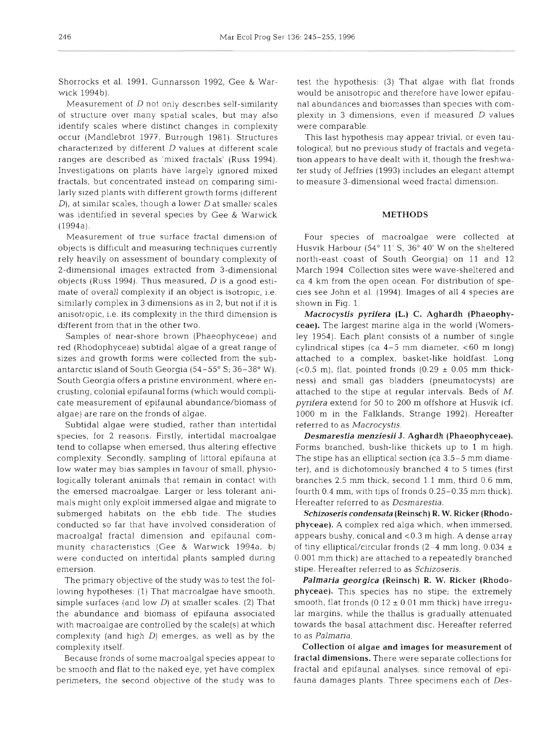Shorrocks et al. 1991, Gunnarsson 1992, Gee & Warwick 1994b).

Measurement of $D$ not only describes self-similarity of structure over many spatial scales, but may also identify scales where distinct changes in complexity occur (Mandlebrot 1977, Burrough 1981). Structures characterized by different $D$ values at different scale ranges are described as 'mixed fractals' (Russ 1994). Investigations on plants have largely ignored mixed fractals, but concentrated instead on comparing similarly sized plants with different growth forms (different $D$), at similar scales, though a lower $D$ at smaller scales was identified in several species by Gee & Warwick (1994a).

Measurement of true surface fractal dimension of objects is difficult and measuring techniques currently rely heavily on assessment of boundary complexity of 2-dimensional images extracted from 3-dimensional objects (Russ 1994). Thus measured, $D$ is a good estimate of overall complexity if an object is isotropic, i.e. similarly complex in 3 dimensions as in 2, but not if it is anisotropic, i.e. its complexity in the third dimension is different from that in the other two.

Samples of near-shore brown (Phaeophyceae) and red (Rhodophyceae) subtidal algae of a great range of sizes and growth forms were collected from the sub-antarctic island of South Georgia (54–55° S; 36–38° W). South Georgia offers a pristine environment, where encrusting, colonial epifaunal forms (which would complicate measurement of epifaunal abundance/biomass of algae) are rare on the fronds of algae.

Subtidal algae were studied, rather than intertidal species, for 2 reasons. Firstly, intertidal macroalgae tend to collapse when emersed, thus altering effective complexity. Secondly, sampling of littoral epifauna at low water may bias samples in favour of small, physiologically tolerant animals that remain in contact with the emersed macroalgae. Larger or less tolerant animals might only exploit immersed algae and migrate to submerged habitats on the ebb tide. The studies conducted so far that have involved consideration of macroalgal fractal dimension and epifaunal community characteristics (Gee & Warwick 1994a, b) were conducted on intertidal plants sampled during emersion.

The primary objective of the study was to test the following hypotheses: (1) That macroalgae have smooth, simple surfaces (and low $D$) at smaller scales. (2) That the abundance and biomass of epifauna associated with macroalgae are controlled by the scale(s) at which complexity (and high $D$) emerges, as well as by the complexity itself.

Because fronds of some macroalgal species appear to be smooth and flat to the naked eye, yet have complex perimeters, the second objective of the study was to test the hypothesis: (3) That algae with flat fronds would be anisotropic and therefore have lower epifaunal abundances and biomasses than species with complexity in 3 dimensions, even if measured $D$ values were comparable.

This last hypothesis may appear trivial, or even tautological, but no previous study of fractals and vegetation appears to have dealt with it, though the freshwater study of Jeffries (1993) includes an elegant attempt to measure 3-dimensional weed fractal dimension.

## METHODS

Four species of macroalgae were collected at Husvik Harbour (54° 11' S, 36° 40' W on the sheltered north-east coast of South Georgia) on 11 and 12 March 1994. Collection sites were wave-sheltered and ca 4 km from the open ocean. For distribution of species see John et al. (1994). Images of all 4 species are shown in Fig. 1.

***Macrocystis pyrifera* (L.) C. Aghardh (Phaeophyceae).** The largest marine alga in the world (Womersley 1954). Each plant consists of a number of single cylindrical stipes (ca 4–5 mm diameter, <60 m long) attached to a complex, basket-like holdfast. Long (<0.5 m), flat, pointed fronds (0.29 ± 0.05 mm thickness) and small gas bladders (pneumatocysts) are attached to the stipe at regular intervals. Beds of *M. pyrifera* extend for 50 to 200 m offshore at Husvik (cf. 1000 m in the Falklands, Strange 1992). Hereafter referred to as *Macrocystis*.

***Desmarestia menziesii* J. Aghardh (Phaeophyceae).** Forms branched, bush-like thickets up to 1 m high. The stipe has an elliptical section (ca 3.5–5 mm diameter), and is dichotomously branched 4 to 5 times (first branches 2.5 mm thick, second 1.1 mm, third 0.6 mm, fourth 0.4 mm, with tips of fronds 0.25–0.35 mm thick). Hereafter referred to as *Desmarestia*.

***Schizoseris condensata* (Reinsch) R. W. Ricker (Rhodophyceae).** A complex red alga which, when immersed, appears bushy, conical and <0.3 m high. A dense array of tiny elliptical/circular fronds (2–4 mm long, 0.034 ± 0.001 mm thick) are attached to a repeatedly branched stipe. Hereafter referred to as *Schizoseris*.

***Palmaria georgica* (Reinsch) R. W. Ricker (Rhodophyceae).** This species has no stipe; the extremely smooth, flat fronds (0.12 ± 0.01 mm thick) have irregular margins, while the thallus is gradually attenuated towards the basal attachment disc. Hereafter referred to as *Palmaria*.

**Collection of algae and images for measurement of fractal dimensions.** There were separate collections for fractal and epifaunal analyses, since removal of epifauna damages plants. Three specimens each of *Des-*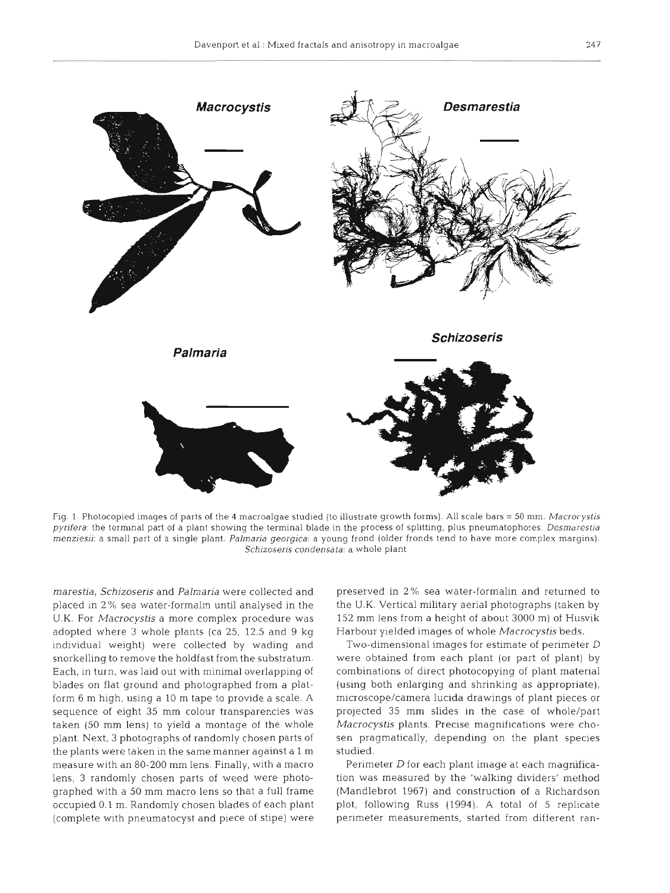Fig. 1. Photocopied images of parts of the 4 macroalgae studied (to illustrate growth forms). All scale bars = 50 mm. *Macrocystis pyrifera*: the terminal part of a plant showing the terminal blade in the process of splitting, plus pneumatophores. *Desmarestia menziesii*: a small part of a single plant. *Palmaria georgica*: a young frond (older fronds tend to have more complex margins). *Schizoseris condensata*: a whole plant

*marestia*, *Schizoseris* and *Palmaria* were collected and placed in 2% sea water-formalin until analysed in the U.K. For *Macrocystis* a more complex procedure was adopted where 3 whole plants (ca 25, 12.5 and 9 kg individual weight) were collected by wading and snorkelling to remove the holdfast from the substratum. Each, in turn, was laid out with minimal overlapping of blades on flat ground and photographed from a platform 6 m high, using a 10 m tape to provide a scale. A sequence of eight 35 mm colour transparencies was taken (50 mm lens) to yield a montage of the whole plant. Next, 3 photographs of randomly chosen parts of the plants were taken in the same manner against a 1 m measure with an 80-200 mm lens. Finally, with a macro lens, 3 randomly chosen parts of weed were photographed with a 50 mm macro lens so that a full frame occupied 0.1 m. Randomly chosen blades of each plant (complete with pneumatocyst and piece of stipe) were preserved in 2% sea water-formalin and returned to the U.K. Vertical military aerial photographs (taken by 152 mm lens from a height of about 3000 m) of Husvik Harbour yielded images of whole *Macrocystis* beds.

Two-dimensional images for estimate of perimeter *D* were obtained from each plant (or part of plant) by combinations of direct photocopying of plant material (using both enlarging and shrinking as appropriate), microscope/camera lucida drawings of plant pieces or projected 35 mm slides in the case of whole/part *Macrocystis* plants. Precise magnifications were chosen pragmatically, depending on the plant species studied.

Perimeter *D* for each plant image at each magnification was measured by the 'walking dividers' method (Mandlebrot 1967) and construction of a Richardson plot, following Russ (1994). A total of 5 replicate perimeter measurements, started from different ran-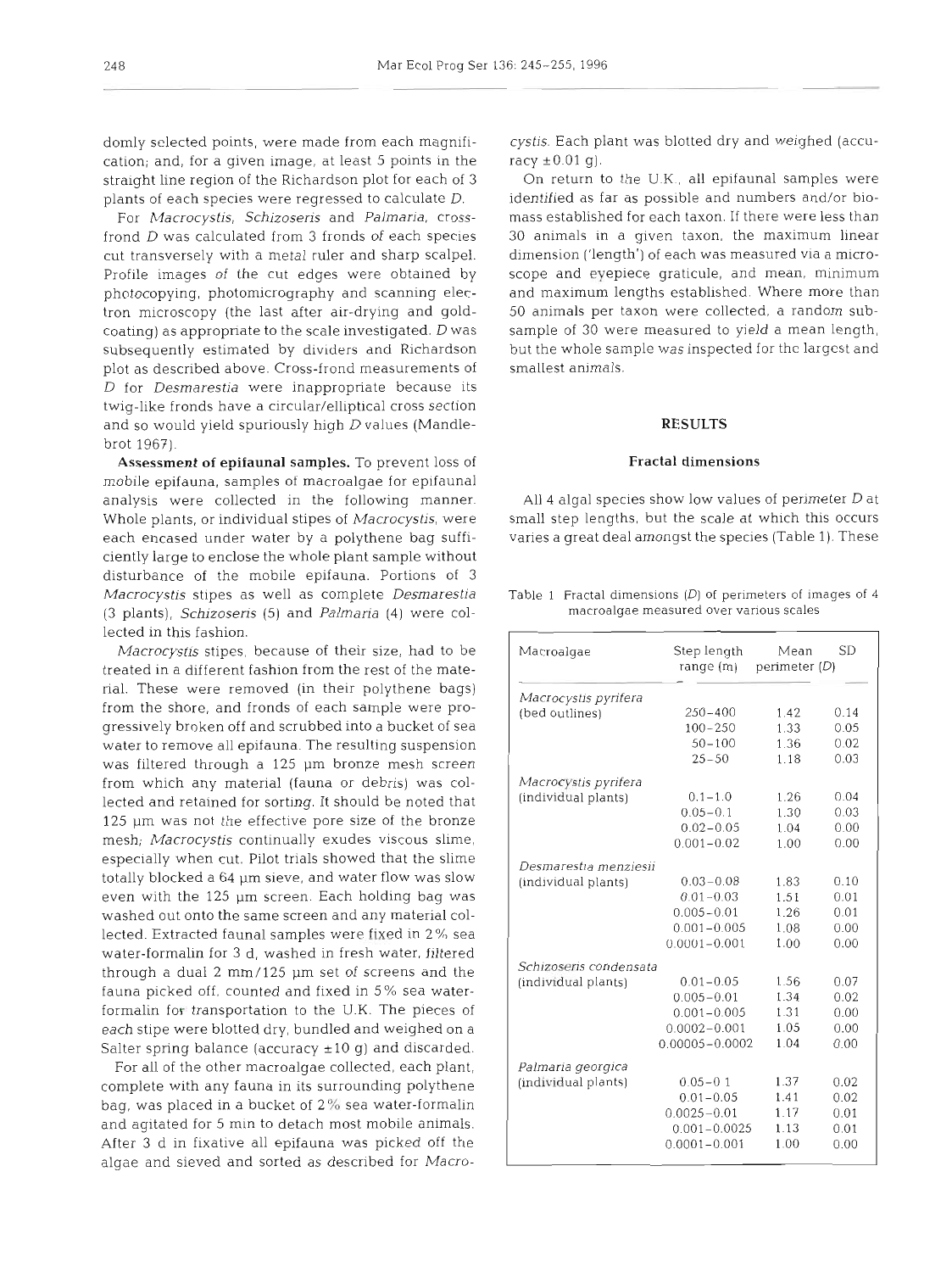domly selected points, were made from each magnification; and, for a given image, at least 5 points in the straight line region of the Richardson plot for each of 3 plants of each species were regressed to calculate $D$.

For *Macrocystis*, *Schizoseris* and *Palmaria*, cross-frond $D$ was calculated from 3 fronds of each species cut transversely with a metal ruler and sharp scalpel. Profile images of the cut edges were obtained by photocopying, photomicrography and scanning electron microscopy (the last after air-drying and gold-coating) as appropriate to the scale investigated. $D$ was subsequently estimated by dividers and Richardson plot as described above. Cross-frond measurements of $D$ for *Desmarestia* were inappropriate because its twig-like fronds have a circular/elliptical cross section and so would yield spuriously high $D$ values (Mandlebrot 1967).

**Assessment of epifaunal samples.** To prevent loss of mobile epifauna, samples of macroalgae for epifaunal analysis were collected in the following manner. Whole plants, or individual stipes of *Macrocystis*, were each encased under water by a polythene bag sufficiently large to enclose the whole plant sample without disturbance of the mobile epifauna. Portions of 3 *Macrocystis* stipes as well as complete *Desmarestia* (3 plants), *Schizoseris* (5) and *Palmaria* (4) were collected in this fashion.

*Macrocystis* stipes, because of their size, had to be treated in a different fashion from the rest of the material. These were removed (in their polythene bags) from the shore, and fronds of each sample were progressively broken off and scrubbed into a bucket of sea water to remove all epifauna. The resulting suspension was filtered through a 125 µm bronze mesh screen from which any material (fauna or debris) was collected and retained for sorting. It should be noted that 125 µm was not the effective pore size of the bronze mesh; *Macrocystis* continually exudes viscous slime, especially when cut. Pilot trials showed that the slime totally blocked a 64 µm sieve, and water flow was slow even with the 125 µm screen. Each holding bag was washed out onto the same screen and any material collected. Extracted faunal samples were fixed in 2% sea water-formalin for 3 d, washed in fresh water, filtered through a dual 2 mm/125 µm set of screens and the fauna picked off, counted and fixed in 5% sea water-formalin for transportation to the U.K. The pieces of each stipe were blotted dry, bundled and weighed on a Salter spring balance (accuracy ±10 g) and discarded.

For all of the other macroalgae collected, each plant, complete with any fauna in its surrounding polythene bag, was placed in a bucket of 2% sea water-formalin and agitated for 5 min to detach most mobile animals. After 3 d in fixative all epifauna was picked off the algae and sieved and sorted as described for *Macrocystis*. Each plant was blotted dry and weighed (accuracy ±0.01 g).

On return to the U.K., all epifaunal samples were identified as far as possible and numbers and/or biomass established for each taxon. If there were less than 30 animals in a given taxon, the maximum linear dimension ('length') of each was measured via a microscope and eyepiece graticule, and mean, minimum and maximum lengths established. Where more than 50 animals per taxon were collected, a random subsample of 30 were measured to yield a mean length, but the whole sample was inspected for the largest and smallest animals.

## RESULTS

### Fractal dimensions

All 4 algal species show low values of perimeter $D$ at small step lengths, but the scale at which this occurs varies a great deal amongst the species (Table 1). These

Table 1. Fractal dimensions ($D$) of perimeters of images of 4 macroalgae measured over various scales

| Macroalgae | Step length range (m) | Mean perimeter ($D$) | SD |
|---|---|---|---|
| *Macrocystis pyrifera* (bed outlines) | 250–400 | 1.42 | 0.14 |
| | 100–250 | 1.33 | 0.05 |
| | 50–100 | 1.36 | 0.02 |
| | 25–50 | 1.18 | 0.03 |
| *Macrocystis pyrifera* (individual plants) | 0.1–1.0 | 1.26 | 0.04 |
| | 0.05–0.1 | 1.30 | 0.03 |
| | 0.02–0.05 | 1.04 | 0.00 |
| | 0.001–0.02 | 1.00 | 0.00 |
| *Desmarestia menziesii* (individual plants) | 0.03–0.08 | 1.83 | 0.10 |
| | 0.01–0.03 | 1.51 | 0.01 |
| | 0.005–0.01 | 1.26 | 0.01 |
| | 0.001–0.005 | 1.08 | 0.00 |
| | 0.0001–0.001 | 1.00 | 0.00 |
| *Schizoseris condensata* (individual plants) | 0.01–0.05 | 1.56 | 0.07 |
| | 0.005–0.01 | 1.34 | 0.02 |
| | 0.001–0.005 | 1.31 | 0.00 |
| | 0.0002–0.001 | 1.05 | 0.00 |
| | 0.00005–0.0002 | 1.04 | 0.00 |
| *Palmaria georgica* (individual plants) | 0.05–0.1 | 1.37 | 0.02 |
| | 0.01–0.05 | 1.41 | 0.02 |
| | 0.0025–0.01 | 1.17 | 0.01 |
| | 0.001–0.0025 | 1.13 | 0.01 |
| | 0.0001–0.001 | 1.00 | 0.00 |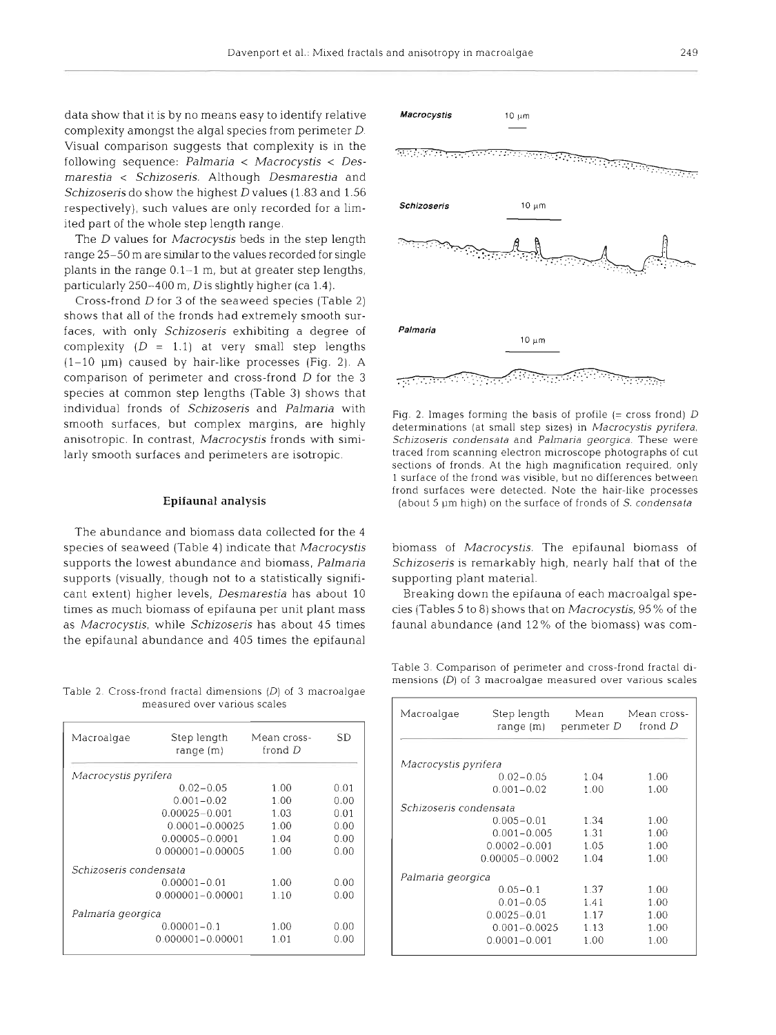data show that it is by no means easy to identify relative complexity amongst the algal species from perimeter *D*. Visual comparison suggests that complexity is in the following sequence: *Palmaria* < *Macrocystis* < *Desmarestia* < *Schizoseris*. Although *Desmarestia* and *Schizoseris* do show the highest *D* values (1.83 and 1.56 respectively), such values are only recorded for a limited part of the whole step length range.

The *D* values for *Macrocystis* beds in the step length range 25–50 m are similar to the values recorded for single plants in the range 0.1–1 m, but at greater step lengths, particularly 250–400 m, *D* is slightly higher (ca 1.4).

Cross-frond *D* for 3 of the seaweed species (Table 2) shows that all of the fronds had extremely smooth surfaces, with only *Schizoseris* exhibiting a degree of complexity (*D* = 1.1) at very small step lengths (1–10 µm) caused by hair-like processes (Fig. 2). A comparison of perimeter and cross-frond *D* for the 3 species at common step lengths (Table 3) shows that individual fronds of *Schizoseris* and *Palmaria* with smooth surfaces, but complex margins, are highly anisotropic. In contrast, *Macrocystis* fronds with similarly smooth surfaces and perimeters are isotropic.

Table 2. Cross-frond fractal dimensions (*D*) of 3 macroalgae measured over various scales

| Macroalgae | Step length range (m) | Mean cross-frond *D* | SD |
|---|---|---|---|
| *Macrocystis pyrifera* | | | |
| | 0.02–0.05 | 1.00 | 0.01 |
| | 0.001–0.02 | 1.00 | 0.00 |
| | 0.00025–0.001 | 1.03 | 0.01 |
| | 0.0001–0.00025 | 1.00 | 0.00 |
| | 0.00005–0.0001 | 1.04 | 0.00 |
| | 0.000001–0.00005 | 1.00 | 0.00 |
| *Schizoseris condensata* | | | |
| | 0.00001–0.01 | 1.00 | 0.00 |
| | 0.000001–0.00001 | 1.10 | 0.00 |
| *Palmaria georgica* | | | |
| | 0.00001–0.1 | 1.00 | 0.00 |
| | 0.000001–0.00001 | 1.01 | 0.00 |

Fig. 2. Images forming the basis of profile (= cross frond) *D* determinations (at small step sizes) in *Macrocystis pyrifera*, *Schizoseris condensata* and *Palmaria georgica*. These were traced from scanning electron microscope photographs of cut sections of fronds. At the high magnification required, only 1 surface of the frond was visible, but no differences between frond surfaces were detected. Note the hair-like processes (about 5 µm high) on the surface of fronds of *S. condensata*

## Epifaunal analysis

The abundance and biomass data collected for the 4 species of seaweed (Table 4) indicate that *Macrocystis* supports the lowest abundance and biomass, *Palmaria* supports (visually, though not to a statistically significant extent) higher levels, *Desmarestia* has about 10 times as much biomass of epifauna per unit plant mass as *Macrocystis*, while *Schizoseris* has about 45 times the epifaunal abundance and 405 times the epifaunal biomass of *Macrocystis*. The epifaunal biomass of *Schizoseris* is remarkably high, nearly half that of the supporting plant material.

Breaking down the epifauna of each macroalgal species (Tables 5 to 8) shows that on *Macrocystis*, 95% of the faunal abundance (and 12% of the biomass) was com-

Table 3. Comparison of perimeter and cross-frond fractal dimensions (*D*) of 3 macroalgae measured over various scales

| Macroalgae | Step length range (m) | Mean perimeter *D* | Mean cross-frond *D* |
|---|---|---|---|
| *Macrocystis pyrifera* | | | |
| | 0.02–0.05 | 1.04 | 1.00 |
| | 0.001–0.02 | 1.00 | 1.00 |
| *Schizoseris condensata* | | | |
| | 0.005–0.01 | 1.34 | 1.00 |
| | 0.001–0.005 | 1.31 | 1.00 |
| | 0.0002–0.001 | 1.05 | 1.00 |
| | 0.00005–0.0002 | 1.04 | 1.00 |
| *Palmaria georgica* | | | |
| | 0.05–0.1 | 1.37 | 1.00 |
| | 0.01–0.05 | 1.41 | 1.00 |
| | 0.0025–0.01 | 1.17 | 1.00 |
| | 0.001–0.0025 | 1.13 | 1.00 |
| | 0.0001–0.001 | 1.00 | 1.00 |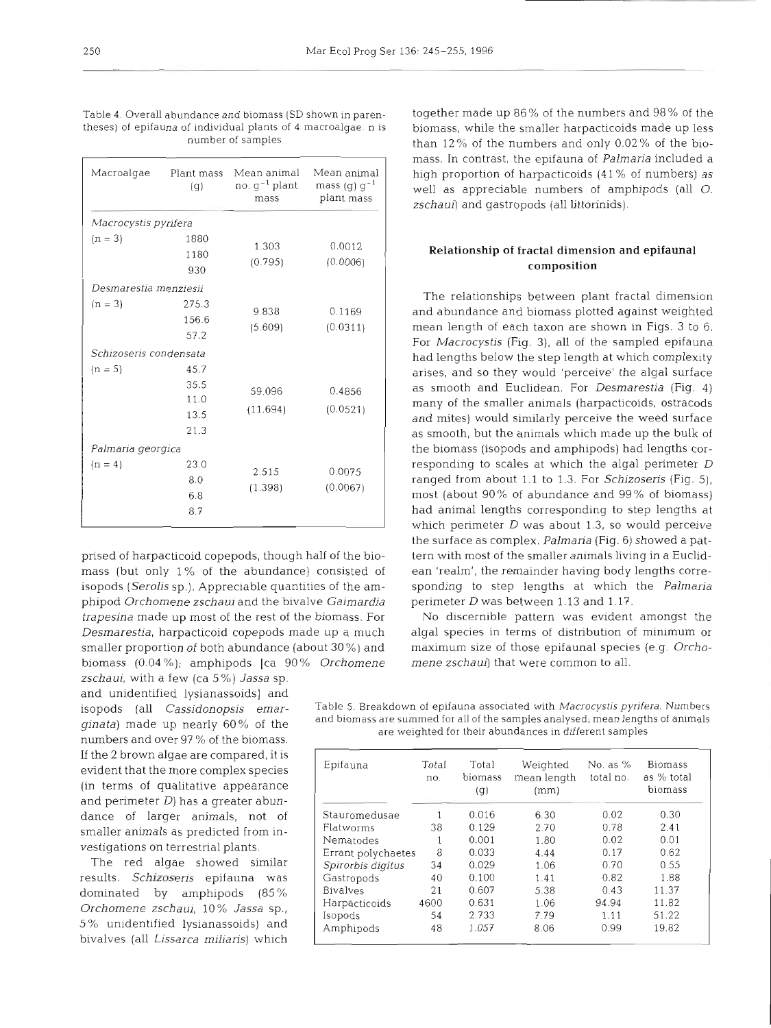Table 4. Overall abundance and biomass (SD shown in parentheses) of epifauna of individual plants of 4 macroalgae. n is number of samples

| Macroalgae | Plant mass (g) | Mean animal no. $g^{-1}$ plant mass | Mean animal mass (g) $g^{-1}$ plant mass |
|---|---|---|---|
| *Macrocystis pyrifera* | | | |
| (n = 3) | 1880 | 1.303 | 0.0012 |
| | 1180 | (0.795) | (0.0006) |
| | 930 | | |
| *Desmarestia menziesii* | | | |
| (n = 3) | 275.3 | 9.838 | 0.1169 |
| | 156.6 | (5.609) | (0.0311) |
| | 57.2 | | |
| *Schizoseris condensata* | | | |
| (n = 5) | 45.7 | | |
| | 35.5 | 59.096 | 0.4856 |
| | 11.0 | (11.694) | (0.0521) |
| | 13.5 | | |
| | 21.3 | | |
| *Palmaria georgica* | | | |
| (n = 4) | 23.0 | 2.515 | 0.0075 |
| | 8.0 | (1.398) | (0.0067) |
| | 6.8 | | |
| | 8.7 | | |

prised of harpacticoid copepods, though half of the biomass (but only 1% of the abundance) consisted of isopods (*Serolis* sp.). Appreciable quantities of the amphipod *Orchomene zschaui* and the bivalve *Gaimardia trapesina* made up most of the rest of the biomass. For *Desmarestia*, harpacticoid copepods made up a much smaller proportion of both abundance (about 30%) and biomass (0.04%); amphipods [ca 90% *Orchomene zschaui*, with a few (ca 5%) *Jassa* sp. and unidentified lysianassoids] and isopods (all *Cassidonopsis emarginata*) made up nearly 60% of the numbers and over 97% of the biomass. If the 2 brown algae are compared, it is evident that the more complex species (in terms of qualitative appearance and perimeter *D*) has a greater abundance of larger animals, not of smaller animals as predicted from investigations on terrestrial plants.

The red algae showed similar results. *Schizoseris* epifauna was dominated by amphipods (85% *Orchomene zschaui*, 10% *Jassa* sp., 5% unidentified lysianassoids) and bivalves (all *Lissarca miliaris*) which together made up 86% of the numbers and 98% of the biomass, while the smaller harpacticoids made up less than 12% of the numbers and only 0.02% of the biomass. In contrast, the epifauna of *Palmaria* included a high proportion of harpacticoids (41% of numbers) as well as appreciable numbers of amphipods (all *O. zschaui*) and gastropods (all littorinids).

## Relationship of fractal dimension and epifaunal composition

The relationships between plant fractal dimension and abundance and biomass plotted against weighted mean length of each taxon are shown in Figs. 3 to 6. For *Macrocystis* (Fig. 3), all of the sampled epifauna had lengths below the step length at which complexity arises, and so they would 'perceive' the algal surface as smooth and Euclidean. For *Desmarestia* (Fig. 4) many of the smaller animals (harpacticoids, ostracods and mites) would similarly perceive the weed surface as smooth, but the animals which made up the bulk of the biomass (isopods and amphipods) had lengths corresponding to scales at which the algal perimeter *D* ranged from about 1.1 to 1.3. For *Schizoseris* (Fig. 5), most (about 90% of abundance and 99% of biomass) had animal lengths corresponding to step lengths at which perimeter *D* was about 1.3, so would perceive the surface as complex. *Palmaria* (Fig. 6) showed a pattern with most of the smaller animals living in a Euclidean 'realm', the remainder having body lengths corresponding to step lengths at which the *Palmaria* perimeter *D* was between 1.13 and 1.17.

No discernible pattern was evident amongst the algal species in terms of distribution of minimum or maximum size of those epifaunal species (e.g. *Orchomene zschaui*) that were common to all.

Table 5. Breakdown of epifauna associated with *Macrocystis pyrifera*. Numbers and biomass are summed for all of the samples analysed; mean lengths of animals are weighted for their abundances in different samples

| Epifauna | Total no. | Total biomass (g) | Weighted mean length (mm) | No. as % total no. | Biomass as % total biomass |
|---|---|---|---|---|---|
| Stauromedusae | 1 | 0.016 | 6.30 | 0.02 | 0.30 |
| Flatworms | 38 | 0.129 | 2.70 | 0.78 | 2.41 |
| Nematodes | 1 | 0.001 | 1.80 | 0.02 | 0.01 |
| Errant polychaetes | 8 | 0.033 | 4.44 | 0.17 | 0.62 |
| *Spirorbis digitus* | 34 | 0.029 | 1.06 | 0.70 | 0.55 |
| Gastropods | 40 | 0.100 | 1.41 | 0.82 | 1.88 |
| Bivalves | 21 | 0.607 | 5.38 | 0.43 | 11.37 |
| Harpacticoids | 4600 | 0.631 | 1.06 | 94.94 | 11.82 |
| Isopods | 54 | 2.733 | 7.79 | 1.11 | 51.22 |
| Amphipods | 48 | 1.057 | 8.06 | 0.99 | 19.82 |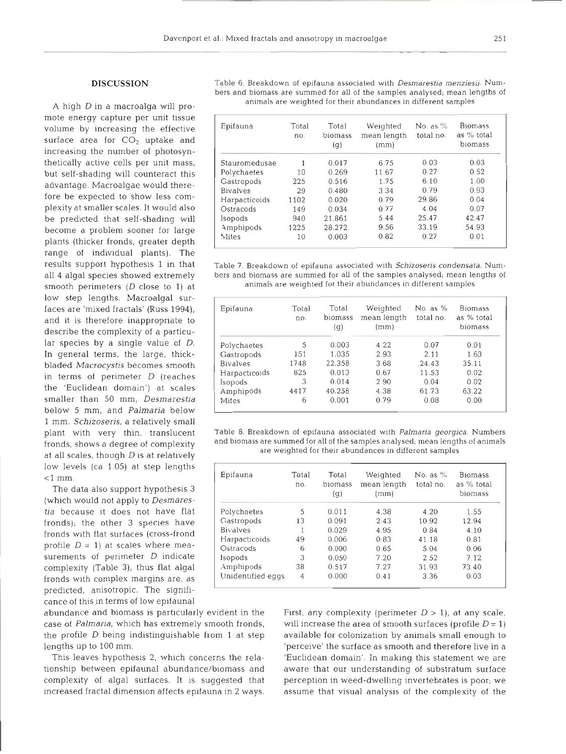## DISCUSSION

A high $D$ in a macroalga will promote energy capture per unit tissue volume by increasing the effective surface area for $CO_2$ uptake and increasing the number of photosynthetically active cells per unit mass, but self-shading will counteract this advantage. Macroalgae would therefore be expected to show less complexity at smaller scales. It would also be predicted that self-shading will become a problem sooner for large plants (thicker fronds, greater depth range of individual plants). The results support hypothesis 1 in that all 4 algal species showed extremely smooth perimeters ($D$ close to 1) at low step lengths. Macroalgal surfaces are 'mixed fractals' (Russ 1994), and it is therefore inappropriate to describe the complexity of a particular species by a single value of $D$. In general terms, the large, thick-bladed *Macrocystis* becomes smooth in terms of perimeter $D$ (reaches the 'Euclidean domain') at scales smaller than 50 mm, *Desmarestia* below 5 mm, and *Palmaria* below 1 mm. *Schizoseris*, a relatively small plant with very thin, translucent fronds, shows a degree of complexity at all scales, though $D$ is at relatively low levels (ca 1.05) at step lengths <1 mm.

The data also support hypothesis 3 (which would not apply to *Desmarestia* because it does not have flat fronds); the other 3 species have fronds with flat surfaces (cross-frond profile $D = 1$) at scales where measurements of perimeter $D$ indicate complexity (Table 3), thus flat algal fronds with complex margins are, as predicted, anisotropic. The significance of this in terms of low epifaunal abundance and biomass is particularly evident in the case of *Palmaria*, which has extremely smooth fronds, the profile $D$ being indistinguishable from 1 at step lengths up to 100 mm.

This leaves hypothesis 2, which concerns the relationship between epifaunal abundance/biomass and complexity of algal surfaces. It is suggested that increased fractal dimension affects epifauna in 2 ways. First, any complexity (perimeter $D > 1$), at any scale, will increase the area of smooth surfaces (profile $D = 1$) available for colonization by animals small enough to 'perceive' the surface as smooth and therefore live in a 'Euclidean domain'. In making this statement we are aware that our understanding of substratum surface perception in weed-dwelling invertebrates is poor; we assume that visual analysis of the complexity of the

Table 6. Breakdown of epifauna associated with *Desmarestia menziesii*. Numbers and biomass are summed for all of the samples analysed; mean lengths of animals are weighted for their abundances in different samples

| Epifauna | Total no. | Total biomass (g) | Weighted mean length (mm) | No. as % total no. | Biomass as % total biomass |
|---|---|---|---|---|---|
| Stauromedusae | 1 | 0.017 | 6.75 | 0.03 | 0.03 |
| Polychaetes | 10 | 0.269 | 11.67 | 0.27 | 0.52 |
| Gastropods | 225 | 0.516 | 1.75 | 6.10 | 1.00 |
| Bivalves | 29 | 0.480 | 3.34 | 0.79 | 0.93 |
| Harpacticoids | 1102 | 0.020 | 0.79 | 29.86 | 0.04 |
| Ostracods | 149 | 0.034 | 0.77 | 4.04 | 0.07 |
| Isopods | 940 | 21.861 | 5.44 | 25.47 | 42.47 |
| Amphipods | 1225 | 28.272 | 9.56 | 33.19 | 54.93 |
| Mites | 10 | 0.003 | 0.82 | 0.27 | 0.01 |

Table 7. Breakdown of epifauna associated with *Schizoseris condensata*. Numbers and biomass are summed for all of the samples analysed; mean lengths of animals are weighted for their abundances in different samples

| Epifauna | Total no. | Total biomass (g) | Weighted mean length (mm) | No. as % total no. | Biomass as % total biomass |
|---|---|---|---|---|---|
| Polychaetes | 5 | 0.003 | 4.22 | 0.07 | 0.01 |
| Gastropods | 151 | 1.035 | 2.93 | 2.11 | 1.63 |
| Bivalves | 1748 | 22.358 | 3.68 | 24.43 | 35.11 |
| Harpacticoids | 825 | 0.013 | 0.67 | 11.53 | 0.02 |
| Isopods | 3 | 0.014 | 2.90 | 0.04 | 0.02 |
| Amphipods | 4417 | 40.258 | 4.38 | 61.73 | 63.22 |
| Mites | 6 | 0.001 | 0.79 | 0.08 | 0.00 |

Table 8. Breakdown of epifauna associated with *Palmaria georgica*. Numbers and biomass are summed for all of the samples analysed; mean lengths of animals are weighted for their abundances in different samples

| Epifauna | Total no. | Total biomass (g) | Weighted mean length (mm) | No. as % total no. | Biomass as % total biomass |
|---|---|---|---|---|---|
| Polychaetes | 5 | 0.011 | 4.38 | 4.20 | 1.55 |
| Gastropods | 13 | 0.091 | 2.43 | 10.92 | 12.94 |
| Bivalves | 1 | 0.029 | 4.95 | 0.84 | 4.10 |
| Harpacticoids | 49 | 0.006 | 0.83 | 41.18 | 0.81 |
| Ostracods | 6 | 0.000 | 0.65 | 5.04 | 0.06 |
| Isopods | 3 | 0.050 | 7.20 | 2.52 | 7.12 |
| Amphipods | 38 | 0.517 | 7.27 | 31.93 | 73.40 |
| Unidentified eggs | 4 | 0.000 | 0.41 | 3.36 | 0.03 |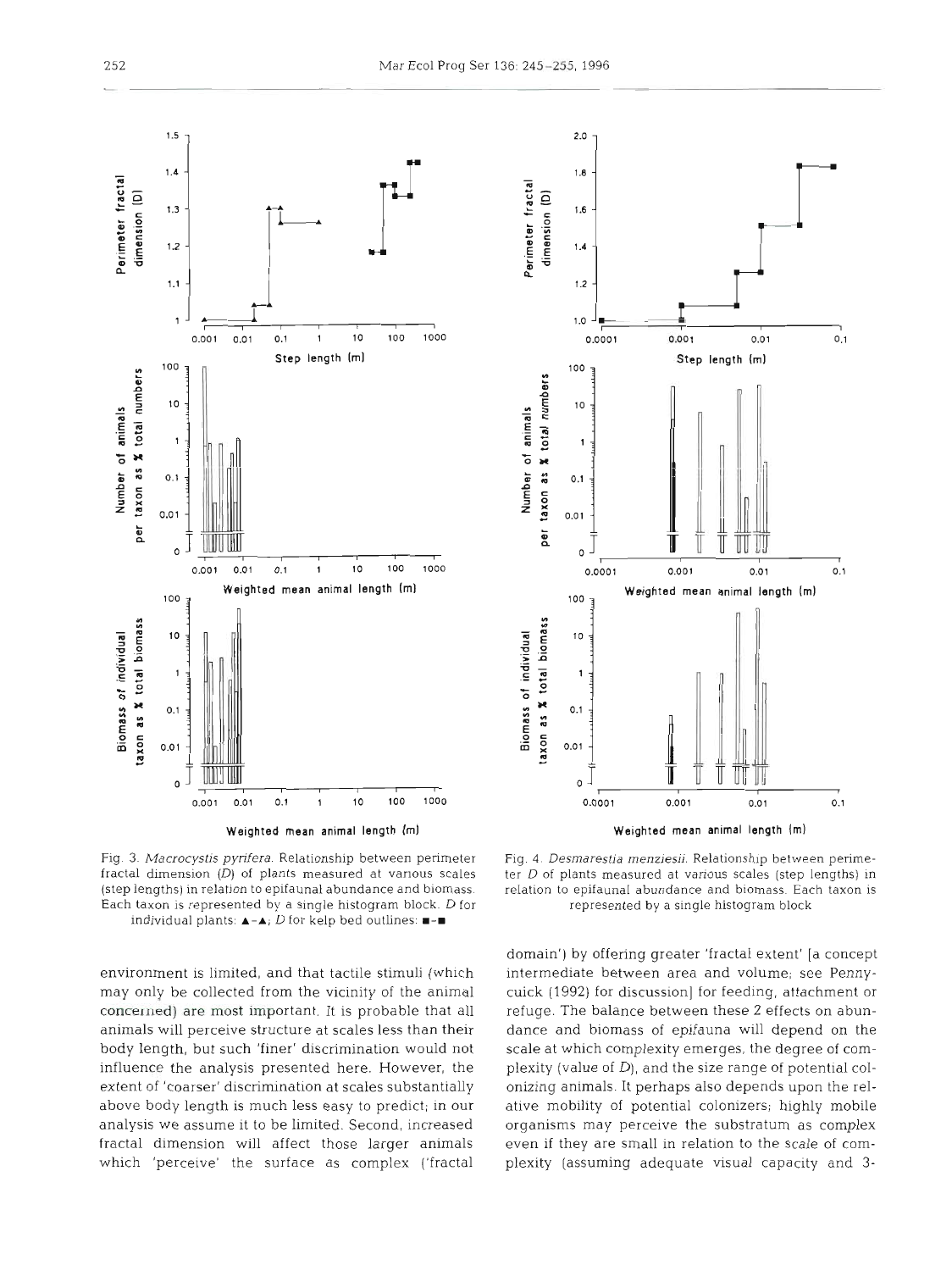Fig. 3. *Macrocystis pyrifera*. Relationship between perimeter fractal dimension (*D*) of plants measured at various scales (step lengths) in relation to epifaunal abundance and biomass. Each taxon is represented by a single histogram block. *D* for individual plants: ▲-▲; *D* for kelp bed outlines: ■-■

Fig. 4. *Desmarestia menziesii*. Relationship between perimeter *D* of plants measured at various scales (step lengths) in relation to epifaunal abundance and biomass. Each taxon is represented by a single histogram block

environment is limited, and that tactile stimuli (which may only be collected from the vicinity of the animal concerned) are most important. It is probable that all animals will perceive structure at scales less than their body length, but such 'finer' discrimination would not influence the analysis presented here. However, the extent of 'coarser' discrimination at scales substantially above body length is much less easy to predict; in our analysis we assume it to be limited. Second, increased fractal dimension will affect those larger animals which 'perceive' the surface as complex ('fractal domain') by offering greater 'fractal extent' [a concept intermediate between area and volume; see Pennycuick (1992) for discussion] for feeding, attachment or refuge. The balance between these 2 effects on abundance and biomass of epifauna will depend on the scale at which complexity emerges, the degree of complexity (value of *D*), and the size range of potential colonizing animals. It perhaps also depends upon the relative mobility of potential colonizers; highly mobile organisms may perceive the substratum as complex even if they are small in relation to the scale of complexity (assuming adequate visual capacity and 3-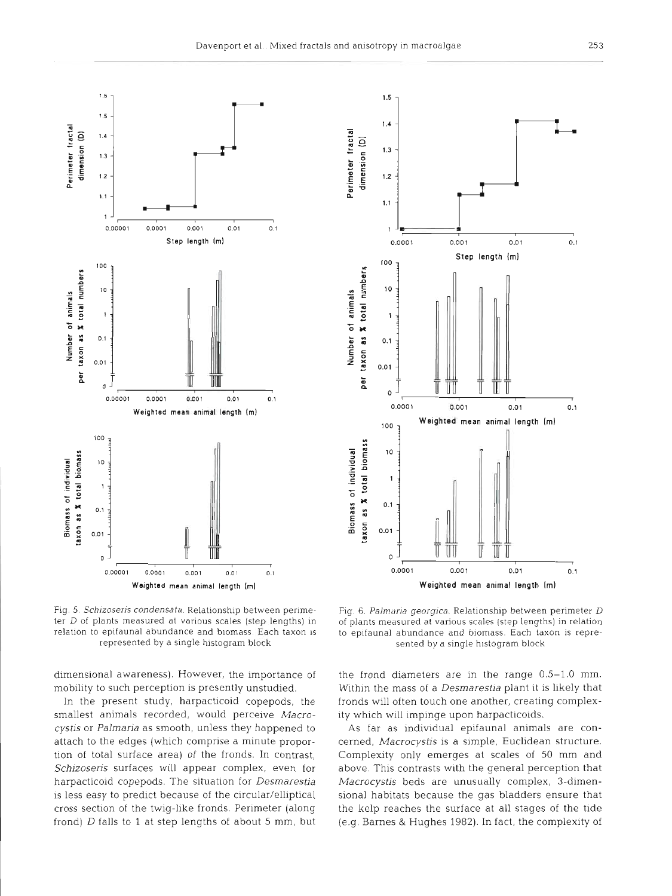Fig. 5. *Schizoseris condensata*. Relationship between perimeter $D$ of plants measured at various scales (step lengths) in relation to epifaunal abundance and biomass. Each taxon is represented by a single histogram block

Fig. 6. *Palmaria georgica*. Relationship between perimeter $D$ of plants measured at various scales (step lengths) in relation to epifaunal abundance and biomass. Each taxon is represented by a single histogram block

dimensional awareness). However, the importance of mobility to such perception is presently unstudied.

In the present study, harpacticoid copepods, the smallest animals recorded, would perceive *Macrocystis* or *Palmaria* as smooth, unless they happened to attach to the edges (which comprise a minute proportion of total surface area) of the fronds. In contrast, *Schizoseris* surfaces will appear complex, even for harpacticoid copepods. The situation for *Desmarestia* is less easy to predict because of the circular/elliptical cross section of the twig-like fronds. Perimeter (along frond) $D$ falls to 1 at step lengths of about 5 mm, but the frond diameters are in the range 0.5–1.0 mm. Within the mass of a *Desmarestia* plant it is likely that fronds will often touch one another, creating complexity which will impinge upon harpacticoids.

As far as individual epifaunal animals are concerned, *Macrocystis* is a simple, Euclidean structure. Complexity only emerges at scales of 50 mm and above. This contrasts with the general perception that *Macrocystis* beds are unusually complex, 3-dimensional habitats because the gas bladders ensure that the kelp reaches the surface at all stages of the tide (e.g. Barnes & Hughes 1982). In fact, the complexity of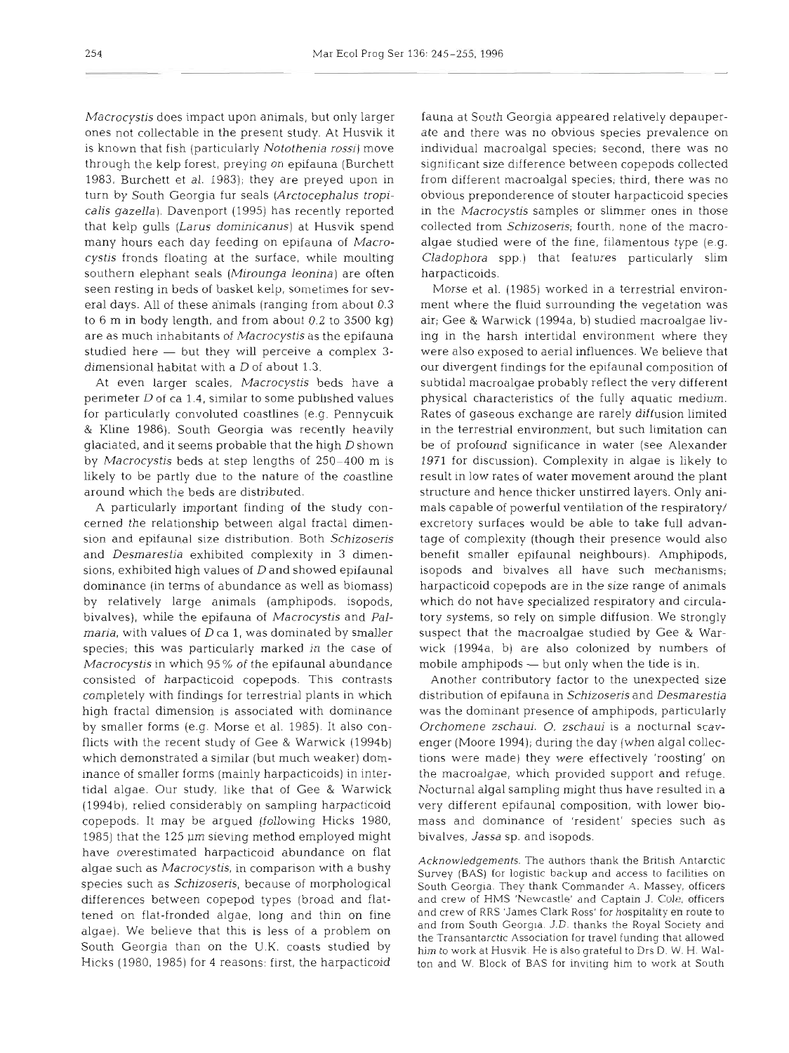*Macrocystis* does impact upon animals, but only larger ones not collectable in the present study. At Husvik it is known that fish (particularly *Notothenia rossi*) move through the kelp forest, preying on epifauna (Burchett 1983, Burchett et al. 1983); they are preyed upon in turn by South Georgia fur seals (*Arctocephalus tropicalis gazella*). Davenport (1995) has recently reported that kelp gulls (*Larus dominicanus*) at Husvik spend many hours each day feeding on epifauna of *Macrocystis* fronds floating at the surface, while moulting southern elephant seals (*Mirounga leonina*) are often seen resting in beds of basket kelp, sometimes for several days. All of these animals (ranging from about 0.3 to 6 m in body length, and from about 0.2 to 3500 kg) are as much inhabitants of *Macrocystis* as the epifauna studied here — but they will perceive a complex 3-dimensional habitat with a $D$ of about 1.3.

At even larger scales, *Macrocystis* beds have a perimeter $D$ of ca 1.4, similar to some published values for particularly convoluted coastlines (e.g. Pennycuik & Kline 1986). South Georgia was recently heavily glaciated, and it seems probable that the high $D$ shown by *Macrocystis* beds at step lengths of 250–400 m is likely to be partly due to the nature of the coastline around which the beds are distributed.

A particularly important finding of the study concerned the relationship between algal fractal dimension and epifaunal size distribution. Both *Schizoseris* and *Desmarestia* exhibited complexity in 3 dimensions, exhibited high values of $D$ and showed epifaunal dominance (in terms of abundance as well as biomass) by relatively large animals (amphipods, isopods, bivalves), while the epifauna of *Macrocystis* and *Palmaria*, with values of $D$ ca 1, was dominated by smaller species; this was particularly marked in the case of *Macrocystis* in which 95% of the epifaunal abundance consisted of harpacticoid copepods. This contrasts completely with findings for terrestrial plants in which high fractal dimension is associated with dominance by smaller forms (e.g. Morse et al. 1985). It also conflicts with the recent study of Gee & Warwick (1994b) which demonstrated a similar (but much weaker) dominance of smaller forms (mainly harpacticoids) in intertidal algae. Our study, like that of Gee & Warwick (1994b), relied considerably on sampling harpacticoid copepods. It may be argued (following Hicks 1980, 1985) that the 125 µm sieving method employed might have overestimated harpacticoid abundance on flat algae such as *Macrocystis*, in comparison with a bushy species such as *Schizoseris*, because of morphological differences between copepod types (broad and flattened on flat-fronded algae, long and thin on fine algae). We believe that this is less of a problem on South Georgia than on the U.K. coasts studied by Hicks (1980, 1985) for 4 reasons: first, the harpacticoid fauna at South Georgia appeared relatively depauperate and there was no obvious species prevalence on individual macroalgal species; second, there was no significant size difference between copepods collected from different macroalgal species; third, there was no obvious preponderence of stouter harpacticoid species in the *Macrocystis* samples or slimmer ones in those collected from *Schizoseris*; fourth, none of the macroalgae studied were of the fine, filamentous type (e.g. *Cladophora* spp.) that features particularly slim harpacticoids.

Morse et al. (1985) worked in a terrestrial environment where the fluid surrounding the vegetation was air; Gee & Warwick (1994a, b) studied macroalgae living in the harsh intertidal environment where they were also exposed to aerial influences. We believe that our divergent findings for the epifaunal composition of subtidal macroalgae probably reflect the very different physical characteristics of the fully aquatic medium. Rates of gaseous exchange are rarely diffusion limited in the terrestrial environment, but such limitation can be of profound significance in water (see Alexander 1971 for discussion). Complexity in algae is likely to result in low rates of water movement around the plant structure and hence thicker unstirred layers. Only animals capable of powerful ventilation of the respiratory/excretory surfaces would be able to take full advantage of complexity (though their presence would also benefit smaller epifaunal neighbours). Amphipods, isopods and bivalves all have such mechanisms; harpacticoid copepods are in the size range of animals which do not have specialized respiratory and circulatory systems, so rely on simple diffusion. We strongly suspect that the macroalgae studied by Gee & Warwick (1994a, b) are also colonized by numbers of mobile amphipods — but only when the tide is in.

Another contributory factor to the unexpected size distribution of epifauna in *Schizoseris* and *Desmarestia* was the dominant presence of amphipods, particularly *Orchomene zschaui*. *O. zschaui* is a nocturnal scavenger (Moore 1994); during the day (when algal collections were made) they were effectively 'roosting' on the macroalgae, which provided support and refuge. Nocturnal algal sampling might thus have resulted in a very different epifaunal composition, with lower biomass and dominance of 'resident' species such as bivalves, *Jassa* sp. and isopods.

*Acknowledgements.* The authors thank the British Antarctic Survey (BAS) for logistic backup and access to facilities on South Georgia. They thank Commander A. Massey, officers and crew of HMS 'Newcastle' and Captain J. Cole, officers and crew of RRS 'James Clark Ross' for hospitality en route to and from South Georgia. J.D. thanks the Royal Society and the Transantarctic Association for travel funding that allowed him to work at Husvik. He is also grateful to Drs D. W. H. Walton and W. Block of BAS for inviting him to work at South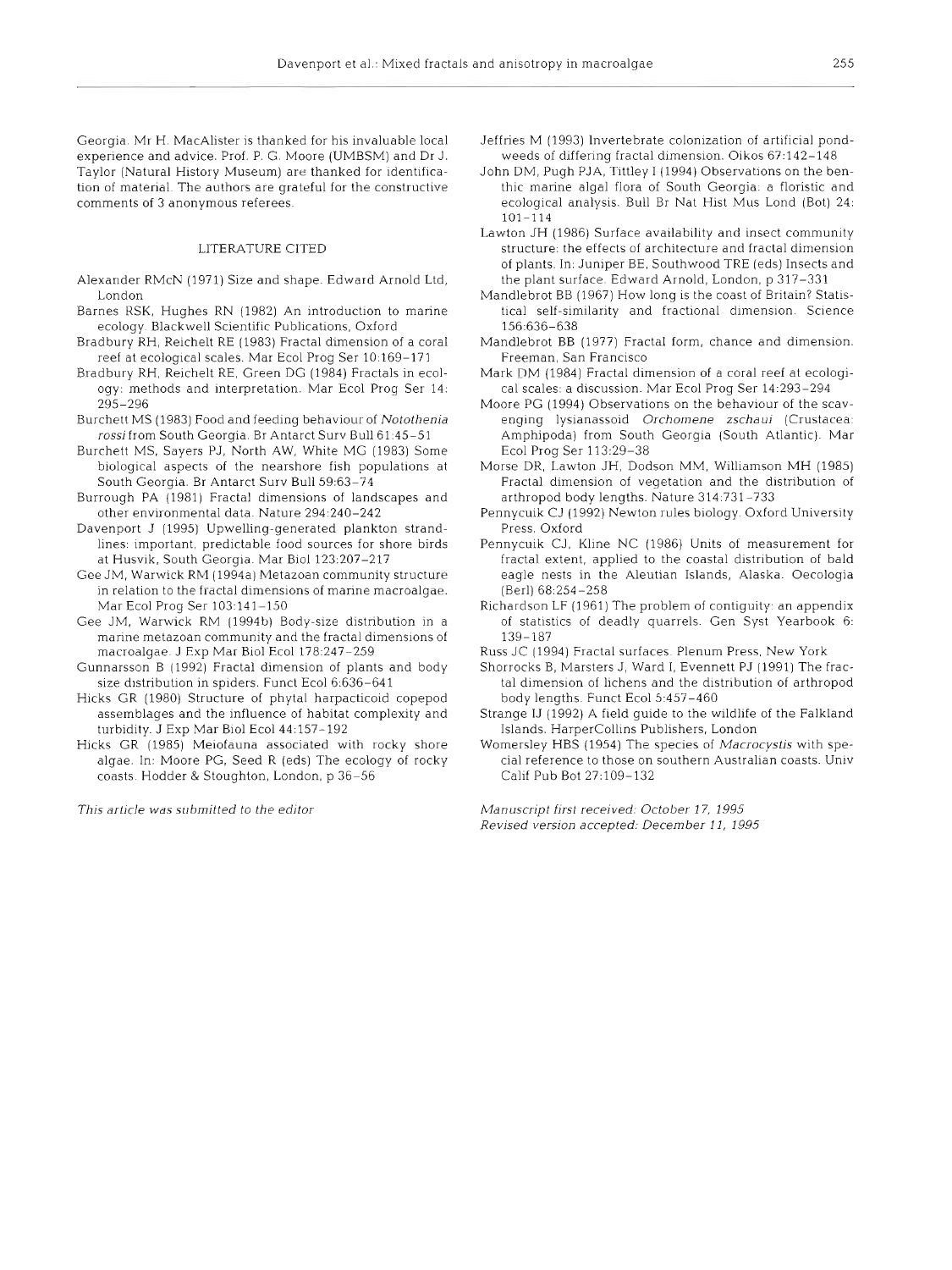Georgia. Mr H. MacAlister is thanked for his invaluable local experience and advice. Prof. P. G. Moore (UMBSM) and Dr J. Taylor (Natural History Museum) are thanked for identification of material. The authors are grateful for the constructive comments of 3 anonymous referees.

## LITERATURE CITED

Alexander RMcN (1971) Size and shape. Edward Arnold Ltd, London

Barnes RSK, Hughes RN (1982) An introduction to marine ecology. Blackwell Scientific Publications, Oxford

Bradbury RH, Reichelt RE (1983) Fractal dimension of a coral reef at ecological scales. Mar Ecol Prog Ser 10:169–171

Bradbury RH, Reichelt RE, Green DG (1984) Fractals in ecology: methods and interpretation. Mar Ecol Prog Ser 14: 295–296

Burchett MS (1983) Food and feeding behaviour of *Notothenia rossi* from South Georgia. Br Antarct Surv Bull 61:45–51

Burchett MS, Sayers PJ, North AW, White MG (1983) Some biological aspects of the nearshore fish populations at South Georgia. Br Antarct Surv Bull 59:63–74

Burrough PA (1981) Fractal dimensions of landscapes and other environmental data. Nature 294:240–242

Davenport J (1995) Upwelling-generated plankton strandlines: important, predictable food sources for shore birds at Husvik, South Georgia. Mar Biol 123:207–217

Gee JM, Warwick RM (1994a) Metazoan community structure in relation to the fractal dimensions of marine macroalgae. Mar Ecol Prog Ser 103:141–150

Gee JM, Warwick RM (1994b) Body-size distribution in a marine metazoan community and the fractal dimensions of macroalgae. J Exp Mar Biol Ecol 178:247–259

Gunnarsson B (1992) Fractal dimension of plants and body size distribution in spiders. Funct Ecol 6:636–641

Hicks GR (1980) Structure of phytal harpacticoid copepod assemblages and the influence of habitat complexity and turbidity. J Exp Mar Biol Ecol 44:157–192

Hicks GR (1985) Meiofauna associated with rocky shore algae. In: Moore PG, Seed R (eds) The ecology of rocky coasts. Hodder & Stoughton, London, p 36–56

Jeffries M (1993) Invertebrate colonization of artificial pondweeds of differing fractal dimension. Oikos 67:142–148

John DM, Pugh PJA, Tittley I (1994) Observations on the benthic marine algal flora of South Georgia: a floristic and ecological analysis. Bull Br Nat Hist Mus Lond (Bot) 24: 101–114

Lawton JH (1986) Surface availability and insect community structure: the effects of architecture and fractal dimension of plants. In: Juniper BE, Southwood TRE (eds) Insects and the plant surface. Edward Arnold, London, p 317–331

Mandlebrot BB (1967) How long is the coast of Britain? Statistical self-similarity and fractional dimension. Science 156:636–638

Mandlebrot BB (1977) Fractal form, chance and dimension. Freeman, San Francisco

Mark DM (1984) Fractal dimension of a coral reef at ecological scales: a discussion. Mar Ecol Prog Ser 14:293–294

Moore PG (1994) Observations on the behaviour of the scavenging lysianassoid *Orchomene zschaui* (Crustacea: Amphipoda) from South Georgia (South Atlantic). Mar Ecol Prog Ser 113:29–38

Morse DR, Lawton JH, Dodson MM, Williamson MH (1985) Fractal dimension of vegetation and the distribution of arthropod body lengths. Nature 314:731–733

Pennycuik CJ (1992) Newton rules biology. Oxford University Press, Oxford

Pennycuik CJ, Kline NC (1986) Units of measurement for fractal extent, applied to the coastal distribution of bald eagle nests in the Aleutian Islands, Alaska. Oecologia (Berl) 68:254–258

Richardson LF (1961) The problem of contiguity: an appendix of statistics of deadly quarrels. Gen Syst Yearbook 6: 139–187

Russ JC (1994) Fractal surfaces. Plenum Press, New York

Shorrocks B, Marsters J, Ward I, Evennett PJ (1991) The fractal dimension of lichens and the distribution of arthropod body lengths. Funct Ecol 5:457–460

Strange IJ (1992) A field guide to the wildlife of the Falkland Islands. HarperCollins Publishers, London

Womersley HBS (1954) The species of *Macrocystis* with special reference to those on southern Australian coasts. Univ Calif Pub Bot 27:109–132

*This article was submitted to the editor*

*Manuscript first received: October 17, 1995*
*Revised version accepted: December 11, 1995*